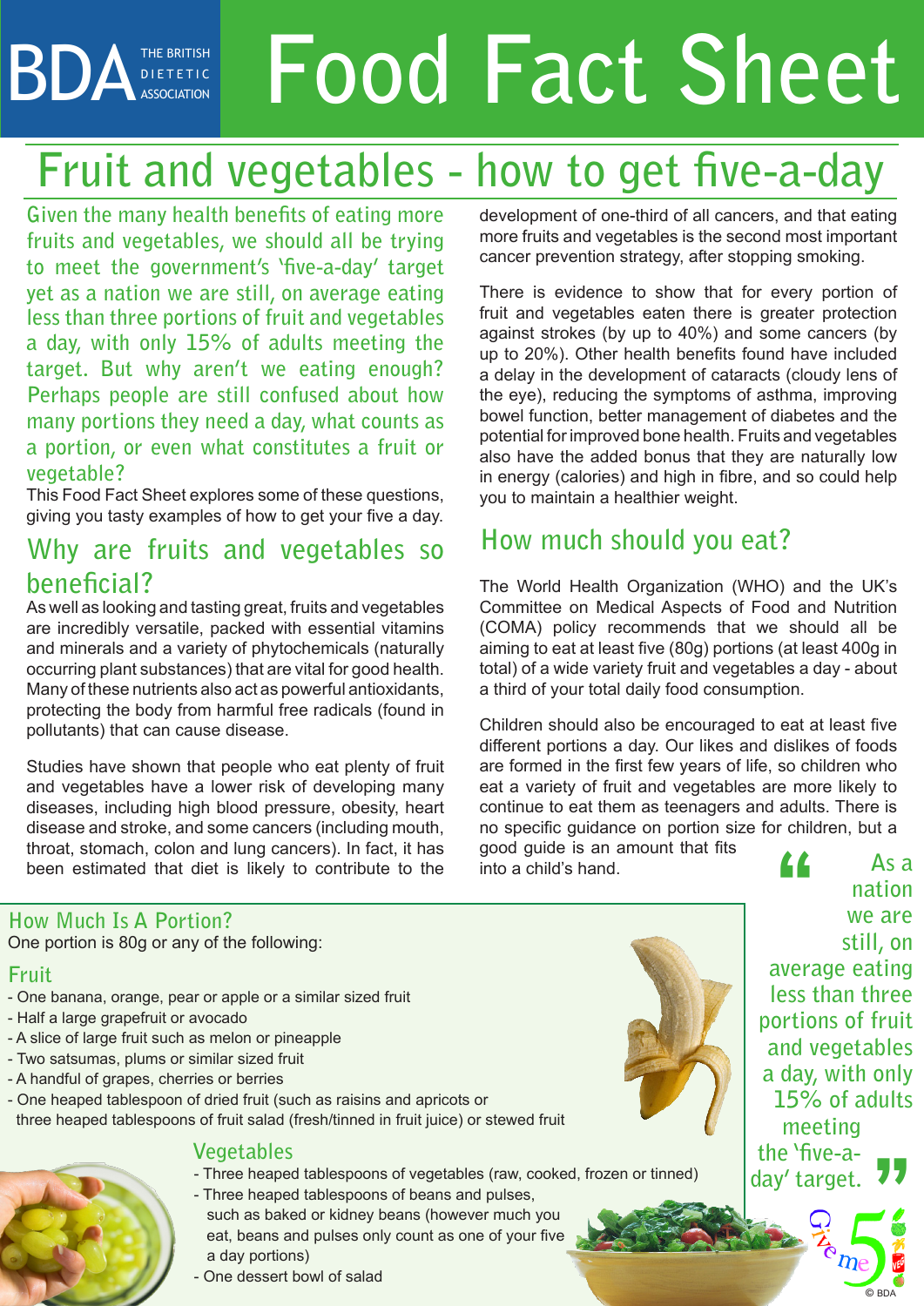# Food Fact Sheet

BDA THE BRITISH DIETETIC ASSOCIATION

## Fruit and vegetables - how to get five-a-day

Given the many health benefits of eating more fruits and vegetables, we should all be trying to meet the government's 'five-a-day' target yet as a nation we are still, on average eating less than three portions of fruit and vegetables a day, with only 15% of adults meeting the target. But why aren't we eating enough? Perhaps people are still confused about how many portions they need a day, what counts as a portion, or even what constitutes a fruit or vegetable?

This Food Fact Sheet explores some of these questions, giving you tasty examples of how to get your five a day.

### Why are fruits and vegetables so beneficial?

As well as looking and tasting great, fruits and vegetables are incredibly versatile, packed with essential vitamins and minerals and a variety of phytochemicals (naturally occurring plant substances) that are vital for good health. Many of these nutrients also act as powerful antioxidants, protecting the body from harmful free radicals (found in pollutants) that can cause disease.

Studies have shown that people who eat plenty of fruit and vegetables have a lower risk of developing many diseases, including high blood pressure, obesity, heart disease and stroke, and some cancers (including mouth, throat, stomach, colon and lung cancers). In fact, it has been estimated that diet is likely to contribute to the development of one-third of all cancers, and that eating more fruits and vegetables is the second most important cancer prevention strategy, after stopping smoking.

There is evidence to show that for every portion of fruit and vegetables eaten there is greater protection against strokes (by up to 40%) and some cancers (by up to 20%). Other health benefits found have included a delay in the development of cataracts (cloudy lens of the eye), reducing the symptoms of asthma, improving bowel function, better management of diabetes and the potential for improved bone health. Fruits and vegetables also have the added bonus that they are naturally low in energy (calories) and high in fibre, and so could help you to maintain a healthier weight.

### How much should you eat?

The World Health Organization (WHO) and the UK's Committee on Medical Aspects of Food and Nutrition (COMA) policy recommends that we should all be aiming to eat at least five (80g) portions (at least 400g in total) of a wide variety fruit and vegetables a day - about a third of your total daily food consumption.

Children should also be encouraged to eat at least five different portions a day. Our likes and dislikes of foods are formed in the first few years of life, so children who eat a variety of fruit and vegetables are more likely to continue to eat them as teenagers and adults. There is no specific guidance on portion size for children, but a good guide is an amount that fits into a child's hand.

> "As a nation we are still, on average eating less than three portions of fruit and vegetables a day, with only 15% of adults meeting the 'five-a-day' target."

### How Much Is A Portion?

One portion is 80g or any of the following:

#### Fruit

- One banana, orange, pear or apple or a similar sized fruit
- Half a large grapefruit or avocado
- A slice of large fruit such as melon or pineapple
- Two satsumas, plums or similar sized fruit
- A handful of grapes, cherries or berries
- One heaped tablespoon of dried fruit (such as raisins and apricots or three heaped tablespoons of fruit salad (fresh/tinned in fruit juice) or stewed fruit

#### Vegetables

- Three heaped tablespoons of vegetables (raw, cooked, frozen or tinned)
- Three heaped tablespoons of beans and pulses, such as baked or kidney beans (however much you eat, beans and pulses only count as one of your five a day portions)
- One dessert bowl of salad

Give me 5

© BDA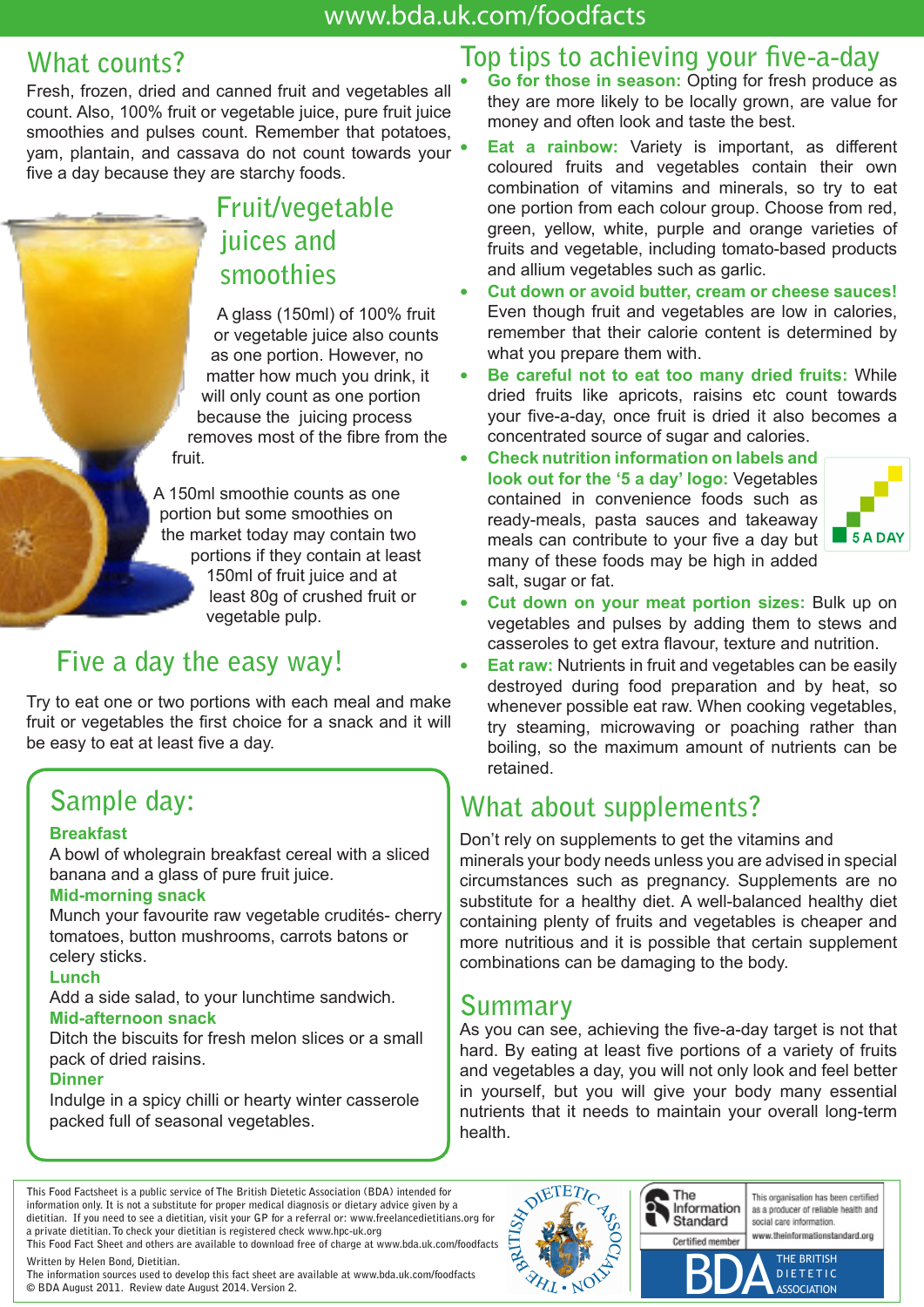www.bda.uk.com/foodfacts

## What counts?

Fresh, frozen, dried and canned fruit and vegetables all count. Also, 100% fruit or vegetable juice, pure fruit juice smoothies and pulses count. Remember that potatoes, yam, plantain, and cassava do not count towards your five a day because they are starchy foods.

## Fruit/vegetable juices and smoothies

A glass (150ml) of 100% fruit or vegetable juice also counts as one portion. However, no matter how much you drink, it will only count as one portion because the juicing process removes most of the fibre from the fruit.

A 150ml smoothie counts as one portion but some smoothies on the market today may contain two portions if they contain at least 150ml of fruit juice and at least 80g of crushed fruit or vegetable pulp.

## Five a day the easy way!

Try to eat one or two portions with each meal and make fruit or vegetables the first choice for a snack and it will be easy to eat at least five a day.

## Sample day:

**Breakfast**
A bowl of wholegrain breakfast cereal with a sliced banana and a glass of pure fruit juice.

**Mid-morning snack**
Munch your favourite raw vegetable crudités- cherry tomatoes, button mushrooms, carrots batons or celery sticks.

**Lunch**
Add a side salad, to your lunchtime sandwich.

**Mid-afternoon snack**
Ditch the biscuits for fresh melon slices or a small pack of dried raisins.

**Dinner**
Indulge in a spicy chilli or hearty winter casserole packed full of seasonal vegetables.

## Top tips to achieving your five-a-day

- **Go for those in season:** Opting for fresh produce as they are more likely to be locally grown, are value for money and often look and taste the best.
- **Eat a rainbow:** Variety is important, as different coloured fruits and vegetables contain their own combination of vitamins and minerals, so try to eat one portion from each colour group. Choose from red, green, yellow, white, purple and orange varieties of fruits and vegetable, including tomato-based products and allium vegetables such as garlic.
- **Cut down or avoid butter, cream or cheese sauces!** Even though fruit and vegetables are low in calories, remember that their calorie content is determined by what you prepare them with.
- **Be careful not to eat too many dried fruits:** While dried fruits like apricots, raisins etc count towards your five-a-day, once fruit is dried it also becomes a concentrated source of sugar and calories.
- **Check nutrition information on labels and look out for the '5 a day' logo:** Vegetables contained in convenience foods such as ready-meals, pasta sauces and takeaway meals can contribute to your five a day but many of these foods may be high in added salt, sugar or fat.
- **Cut down on your meat portion sizes:** Bulk up on vegetables and pulses by adding them to stews and casseroles to get extra flavour, texture and nutrition.
- **Eat raw:** Nutrients in fruit and vegetables can be easily destroyed during food preparation and by heat, so whenever possible eat raw. When cooking vegetables, try steaming, microwaving or poaching rather than boiling, so the maximum amount of nutrients can be retained.

## What about supplements?

Don't rely on supplements to get the vitamins and minerals your body needs unless you are advised in special circumstances such as pregnancy. Supplements are no substitute for a healthy diet. A well-balanced healthy diet containing plenty of fruits and vegetables is cheaper and more nutritious and it is possible that certain supplement combinations can be damaging to the body.

## Summary

As you can see, achieving the five-a-day target is not that hard. By eating at least five portions of a variety of fruits and vegetables a day, you will not only look and feel better in yourself, but you will give your body many essential nutrients that it needs to maintain your overall long-term health.

---

This Food Factsheet is a public service of The British Dietetic Association (BDA) intended for information only. It is not a substitute for proper medical diagnosis or dietary advice given by a dietitian. If you need to see a dietitian, visit your GP for a referral or: www.freelancedietitians.org for a private dietitian. To check your dietitian is registered check www.hpc-uk.org
This Food Fact Sheet and others are available to download free of charge at www.bda.uk.com/foodfacts

Written by Helen Bond, Dietitian.
The information sources used to develop this fact sheet are available at www.bda.uk.com/foodfacts
© BDA August 2011. Review date August 2014. Version 2.

The Information Standard — Certified member. This organisation has been certified as a producer of reliable health and social care information. www.theinformationstandard.org

BDA THE BRITISH DIETETIC ASSOCIATION